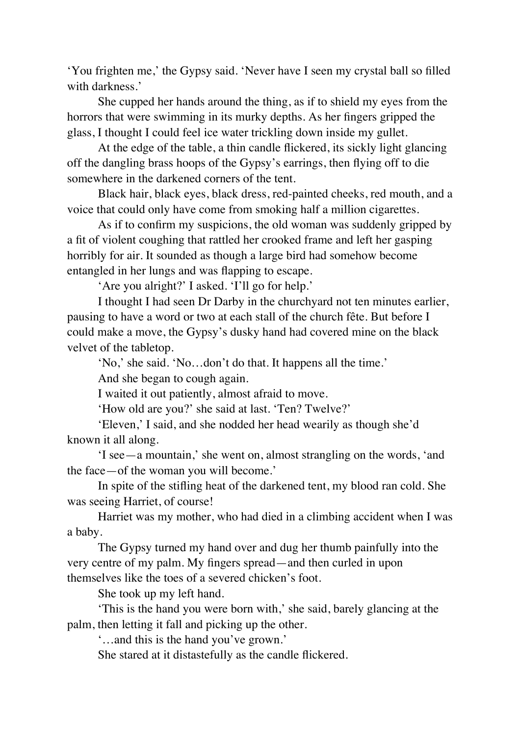'You frighten me,' the Gypsy said. 'Never have I seen my crystal ball so filled with darkness.'

She cupped her hands around the thing, as if to shield my eyes from the horrors that were swimming in its murky depths. As her fingers gripped the glass, I thought I could feel ice water trickling down inside my gullet.

At the edge of the table, a thin candle flickered, its sickly light glancing off the dangling brass hoops of the Gypsy's earrings, then flying off to die somewhere in the darkened corners of the tent.

Black hair, black eyes, black dress, red-painted cheeks, red mouth, and a voice that could only have come from smoking half a million cigarettes.

As if to confirm my suspicions, the old woman was suddenly gripped by a fit of violent coughing that rattled her crooked frame and left her gasping horribly for air. It sounded as though a large bird had somehow become entangled in her lungs and was flapping to escape.

'Are you alright?' I asked. 'I'll go for help.'

I thought I had seen Dr Darby in the churchyard not ten minutes earlier, pausing to have a word or two at each stall of the church fête. But before I could make a move, the Gypsy's dusky hand had covered mine on the black velvet of the tabletop.

'No,' she said. 'No…don't do that. It happens all the time.'

And she began to cough again.

I waited it out patiently, almost afraid to move.

'How old are you?' she said at last. 'Ten? Twelve?'

'Eleven,' I said, and she nodded her head wearily as though she'd known it all along.

'I see—a mountain,' she went on, almost strangling on the words, 'and the face—of the woman you will become.'

In spite of the stifling heat of the darkened tent, my blood ran cold. She was seeing Harriet, of course!

Harriet was my mother, who had died in a climbing accident when I was a baby.

The Gypsy turned my hand over and dug her thumb painfully into the very centre of my palm. My fingers spread—and then curled in upon themselves like the toes of a severed chicken's foot.

She took up my left hand.

'This is the hand you were born with,' she said, barely glancing at the palm, then letting it fall and picking up the other.

'…and this is the hand you've grown.'

She stared at it distastefully as the candle flickered.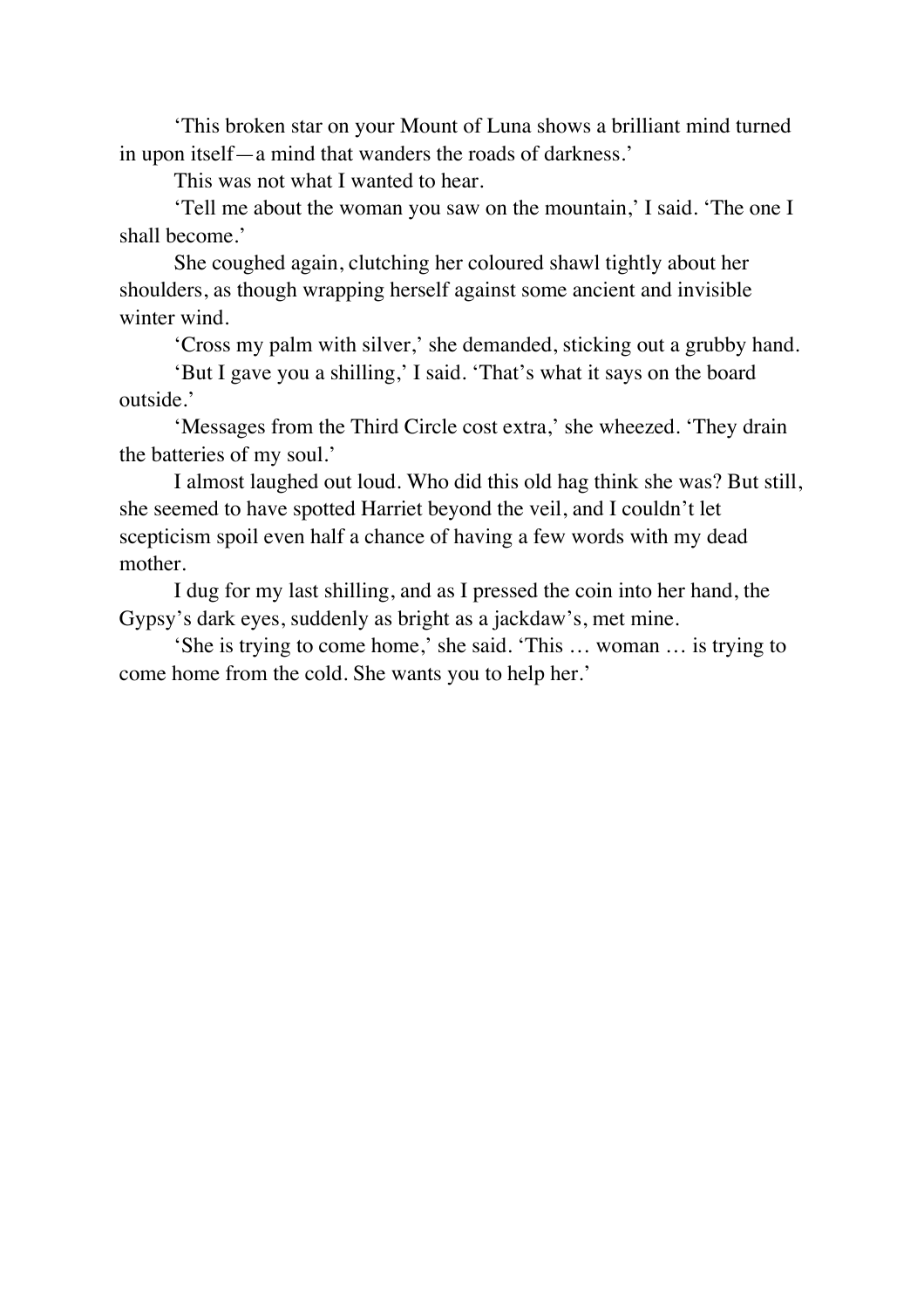'This broken star on your Mount of Luna shows a brilliant mind turned in upon itself—a mind that wanders the roads of darkness.'

This was not what I wanted to hear.

'Tell me about the woman you saw on the mountain,' I said. 'The one I shall become.'

She coughed again, clutching her coloured shawl tightly about her shoulders, as though wrapping herself against some ancient and invisible winter wind.

'Cross my palm with silver,' she demanded, sticking out a grubby hand.

'But I gave you a shilling,' I said. 'That's what it says on the board outside.'

'Messages from the Third Circle cost extra,' she wheezed. 'They drain the batteries of my soul.'

I almost laughed out loud. Who did this old hag think she was? But still, she seemed to have spotted Harriet beyond the veil, and I couldn't let scepticism spoil even half a chance of having a few words with my dead mother.

I dug for my last shilling, and as I pressed the coin into her hand, the Gypsy's dark eyes, suddenly as bright as a jackdaw's, met mine.

'She is trying to come home,' she said. 'This … woman … is trying to come home from the cold. She wants you to help her.'